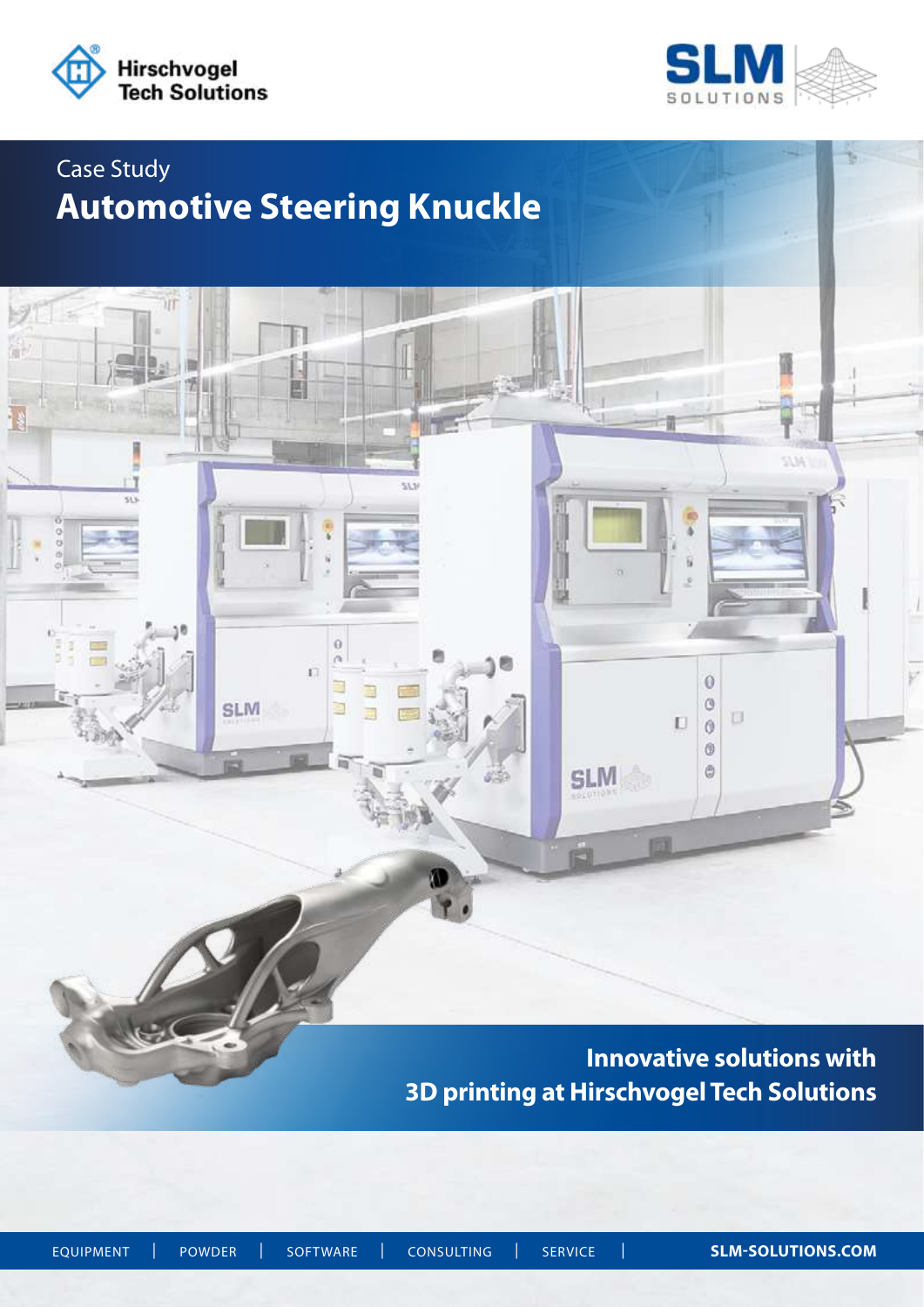Hirschvogel Tech Solutions

SLM SOLUTIONS

Case Study

# Automotive Steering Knuckle

**Innovative solutions with 3D printing at Hirschvogel Tech Solutions**

EQUIPMENT | POWDER | SOFTWARE | CONSULTING | SERVICE | **SLM-SOLUTIONS.COM**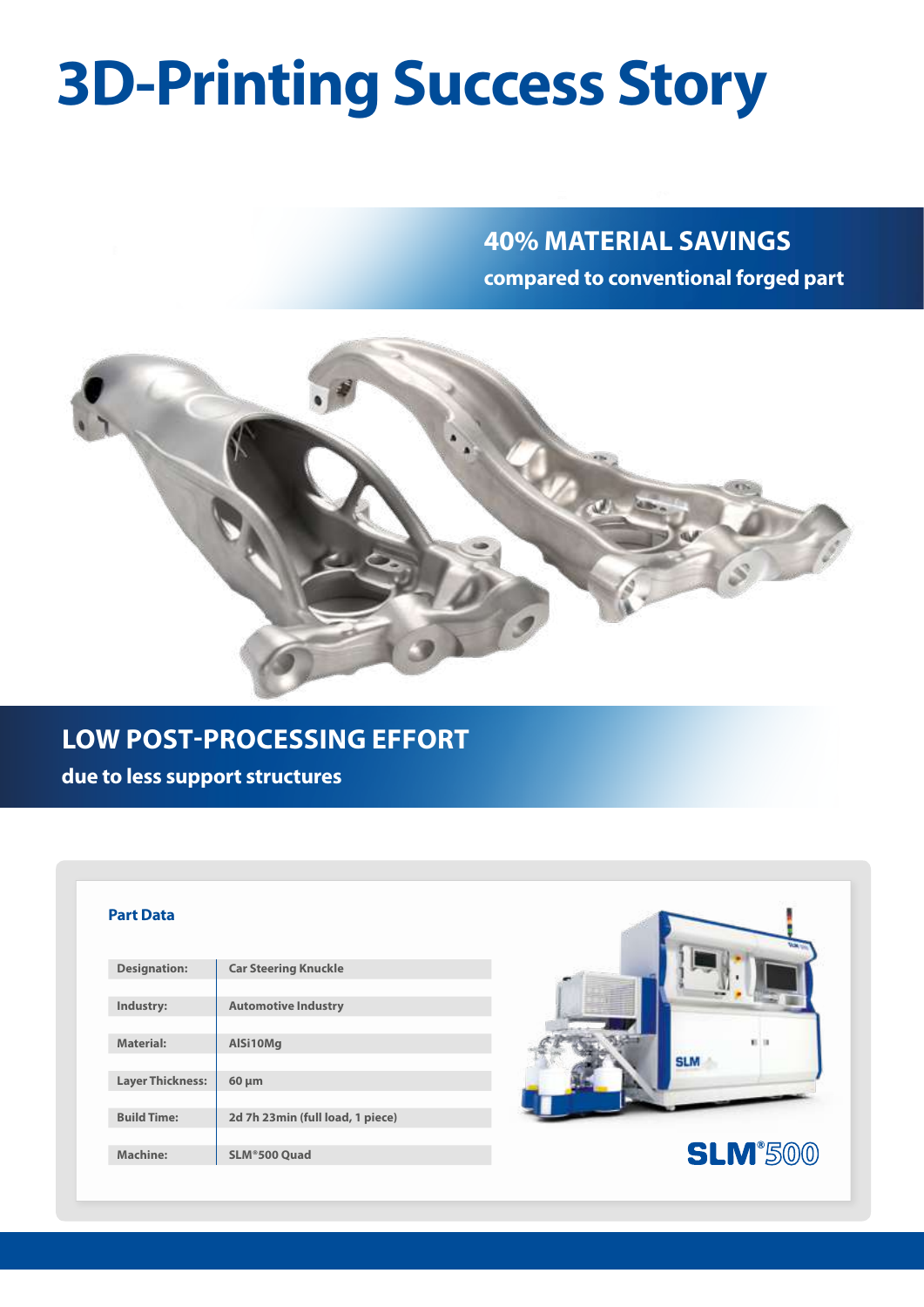# 3D-Printing Success Story

## 40% MATERIAL SAVINGS

**compared to conventional forged part**

## LOW POST-PROCESSING EFFORT

**due to less support structures**

### Part Data

| | |
|---|---|
| **Designation:** | **Car Steering Knuckle** |
| **Industry:** | **Automotive Industry** |
| **Material:** | **AlSi10Mg** |
| **Layer Thickness:** | **60 µm** |
| **Build Time:** | **2d 7h 23min (full load, 1 piece)** |
| **Machine:** | **SLM®500 Quad** |

SLM®500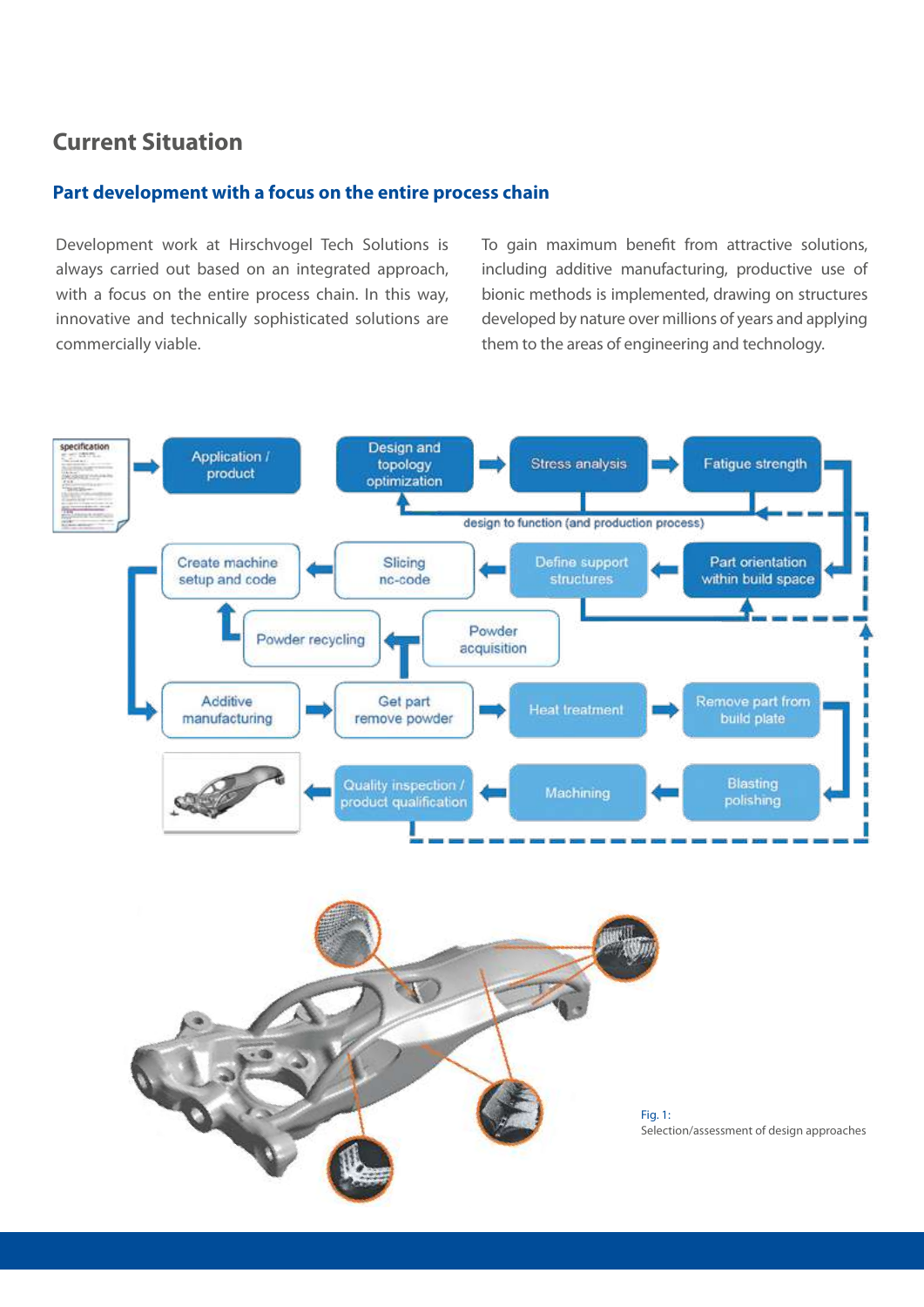## Current Situation

### Part development with a focus on the entire process chain

Development work at Hirschvogel Tech Solutions is always carried out based on an integrated approach, with a focus on the entire process chain. In this way, innovative and technically sophisticated solutions are commercially viable.

To gain maximum benefit from attractive solutions, including additive manufacturing, productive use of bionic methods is implemented, drawing on structures developed by nature over millions of years and applying them to the areas of engineering and technology.

Fig. 1:
Selection/assessment of design approaches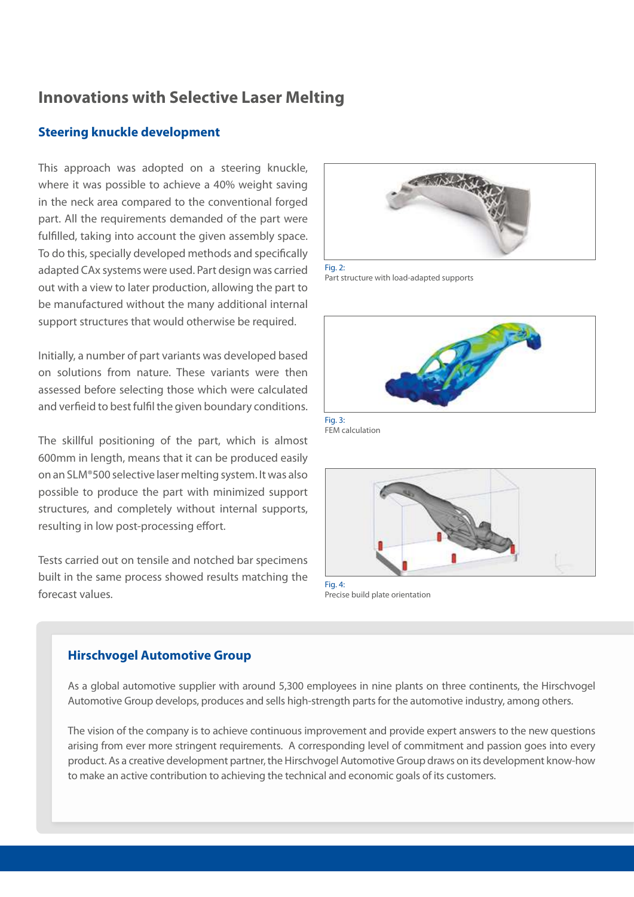# Innovations with Selective Laser Melting

## Steering knuckle development

This approach was adopted on a steering knuckle, where it was possible to achieve a 40% weight saving in the neck area compared to the conventional forged part. All the requirements demanded of the part were fulfilled, taking into account the given assembly space. To do this, specially developed methods and specifically adapted CAx systems were used. Part design was carried out with a view to later production, allowing the part to be manufactured without the many additional internal support structures that would otherwise be required.

Initially, a number of part variants was developed based on solutions from nature. These variants were then assessed before selecting those which were calculated and verfieid to best fulfil the given boundary conditions.

The skillful positioning of the part, which is almost 600mm in length, means that it can be produced easily on an SLM®500 selective laser melting system. It was also possible to produce the part with minimized support structures, and completely without internal supports, resulting in low post-processing effort.

Tests carried out on tensile and notched bar specimens built in the same process showed results matching the forecast values.

Fig. 2:
Part structure with load-adapted supports

Fig. 3:
FEM calculation

Fig. 4:
Precise build plate orientation

### Hirschvogel Automotive Group

As a global automotive supplier with around 5,300 employees in nine plants on three continents, the Hirschvogel Automotive Group develops, produces and sells high-strength parts for the automotive industry, among others.

The vision of the company is to achieve continuous improvement and provide expert answers to the new questions arising from ever more stringent requirements. A corresponding level of commitment and passion goes into every product. As a creative development partner, the Hirschvogel Automotive Group draws on its development know-how to make an active contribution to achieving the technical and economic goals of its customers.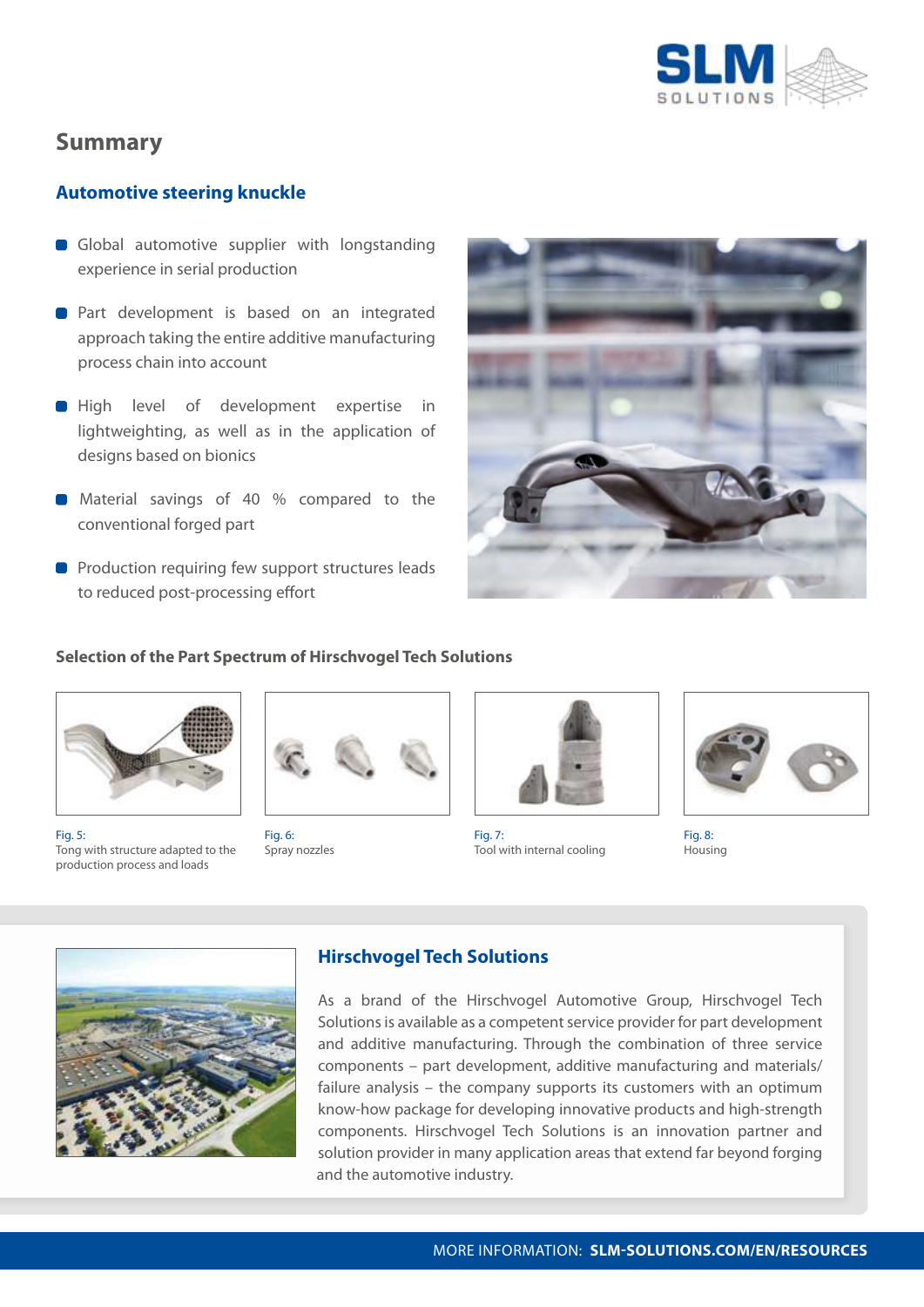## Summary

### Automotive steering knuckle

- Global automotive supplier with longstanding experience in serial production
- Part development is based on an integrated approach taking the entire additive manufacturing process chain into account
- High level of development expertise in lightweighting, as well as in the application of designs based on bionics
- Material savings of 40 % compared to the conventional forged part
- Production requiring few support structures leads to reduced post-processing effort

### Selection of the Part Spectrum of Hirschvogel Tech Solutions

Fig. 5:
Tong with structure adapted to the production process and loads

Fig. 6:
Spray nozzles

Fig. 7:
Tool with internal cooling

Fig. 8:
Housing

### Hirschvogel Tech Solutions

As a brand of the Hirschvogel Automotive Group, Hirschvogel Tech Solutions is available as a competent service provider for part development and additive manufacturing. Through the combination of three service components – part development, additive manufacturing and materials/failure analysis – the company supports its customers with an optimum know-how package for developing innovative products and high-strength components. Hirschvogel Tech Solutions is an innovation partner and solution provider in many application areas that extend far beyond forging and the automotive industry.

MORE INFORMATION: **SLM-SOLUTIONS.COM/EN/RESOURCES**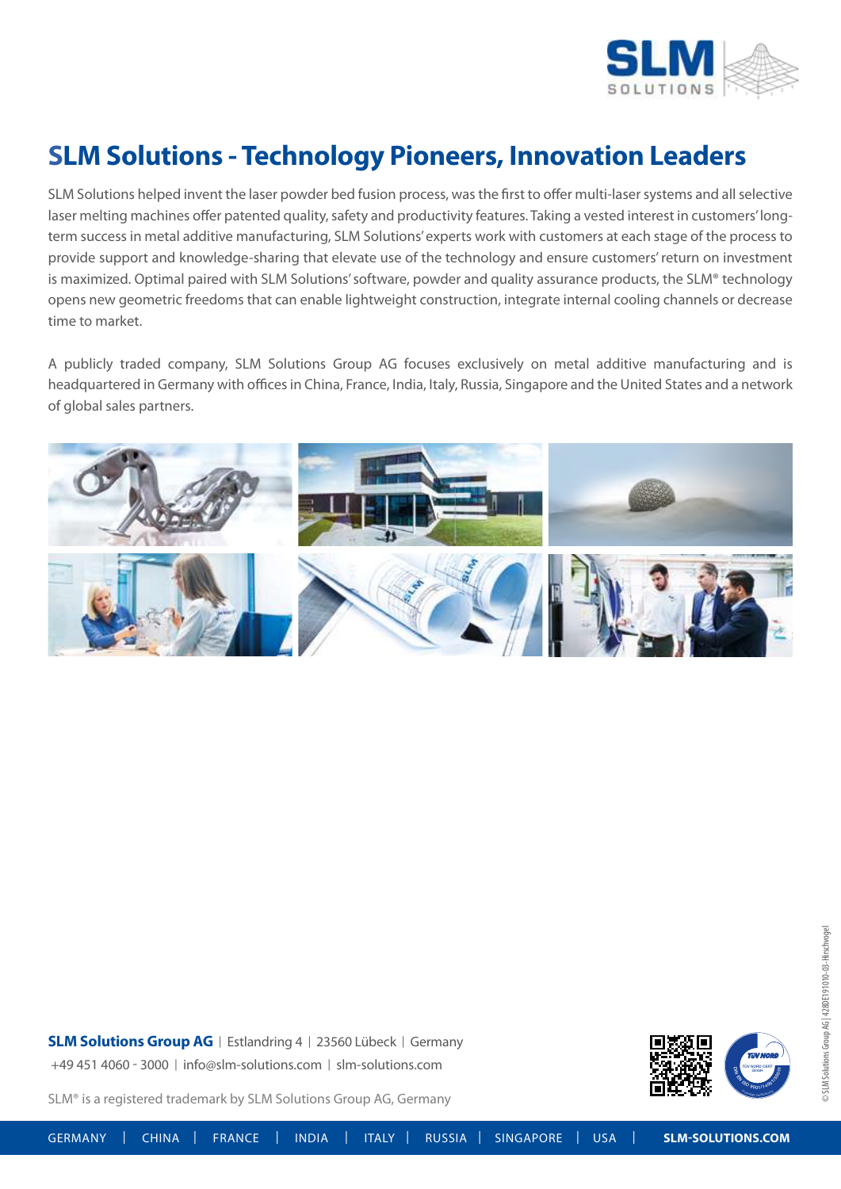# SLM Solutions - Technology Pioneers, Innovation Leaders

SLM Solutions helped invent the laser powder bed fusion process, was the first to offer multi-laser systems and all selective laser melting machines offer patented quality, safety and productivity features. Taking a vested interest in customers' long-term success in metal additive manufacturing, SLM Solutions' experts work with customers at each stage of the process to provide support and knowledge-sharing that elevate use of the technology and ensure customers' return on investment is maximized. Optimal paired with SLM Solutions' software, powder and quality assurance products, the SLM® technology opens new geometric freedoms that can enable lightweight construction, integrate internal cooling channels or decrease time to market.

A publicly traded company, SLM Solutions Group AG focuses exclusively on metal additive manufacturing and is headquartered in Germany with offices in China, France, India, Italy, Russia, Singapore and the United States and a network of global sales partners.

**SLM Solutions Group AG** | Estlandring 4 | 23560 Lübeck | Germany
+49 451 4060 - 3000 | info@slm-solutions.com | slm-solutions.com

SLM® is a registered trademark by SLM Solutions Group AG, Germany

GERMANY | CHINA | FRANCE | INDIA | ITALY | RUSSIA | SINGAPORE | USA | **SLM-SOLUTIONS.COM**

© SLM Solutions Group AG | 428DE191010-03-Hirschvogel